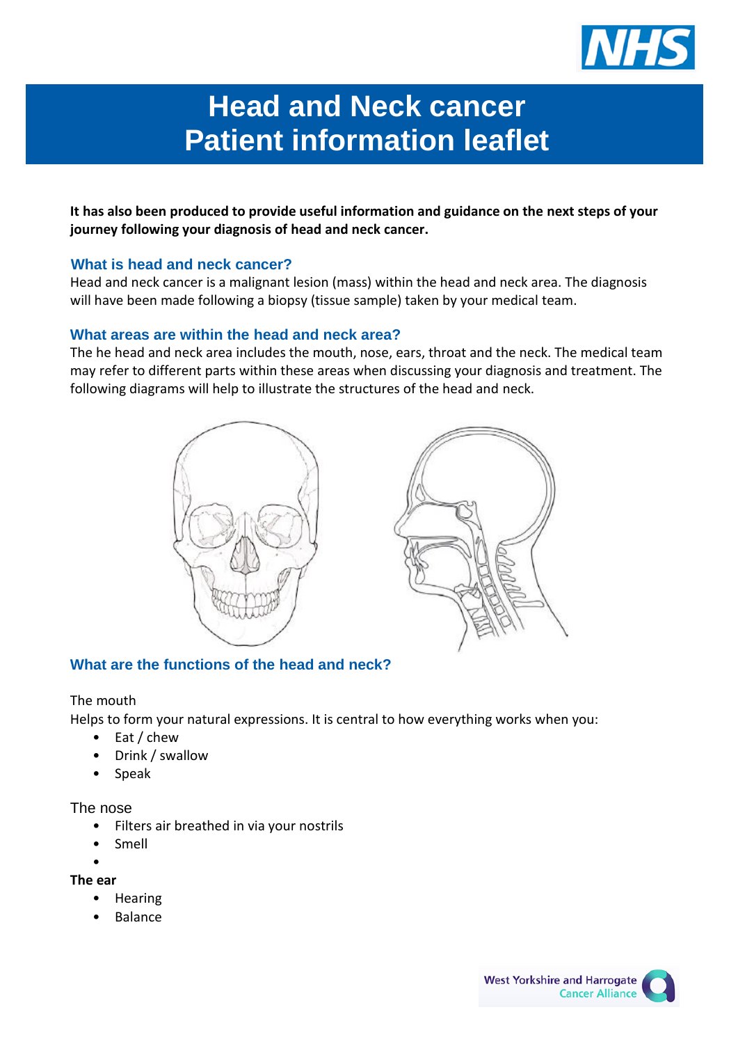# Head and Neck cancer
# Patient information leaflet

**It has also been produced to provide useful information and guidance on the next steps of your journey following your diagnosis of head and neck cancer.**

## What is head and neck cancer?

Head and neck cancer is a malignant lesion (mass) within the head and neck area. The diagnosis will have been made following a biopsy (tissue sample) taken by your medical team.

## What areas are within the head and neck area?

The he head and neck area includes the mouth, nose, ears, throat and the neck. The medical team may refer to different parts within these areas when discussing your diagnosis and treatment. The following diagrams will help to illustrate the structures of the head and neck.

## What are the functions of the head and neck?

The mouth

Helps to form your natural expressions. It is central to how everything works when you:

- Eat / chew
- Drink / swallow
- Speak

The nose

- Filters air breathed in via your nostrils
- Smell
-

**The ear**

- Hearing
- Balance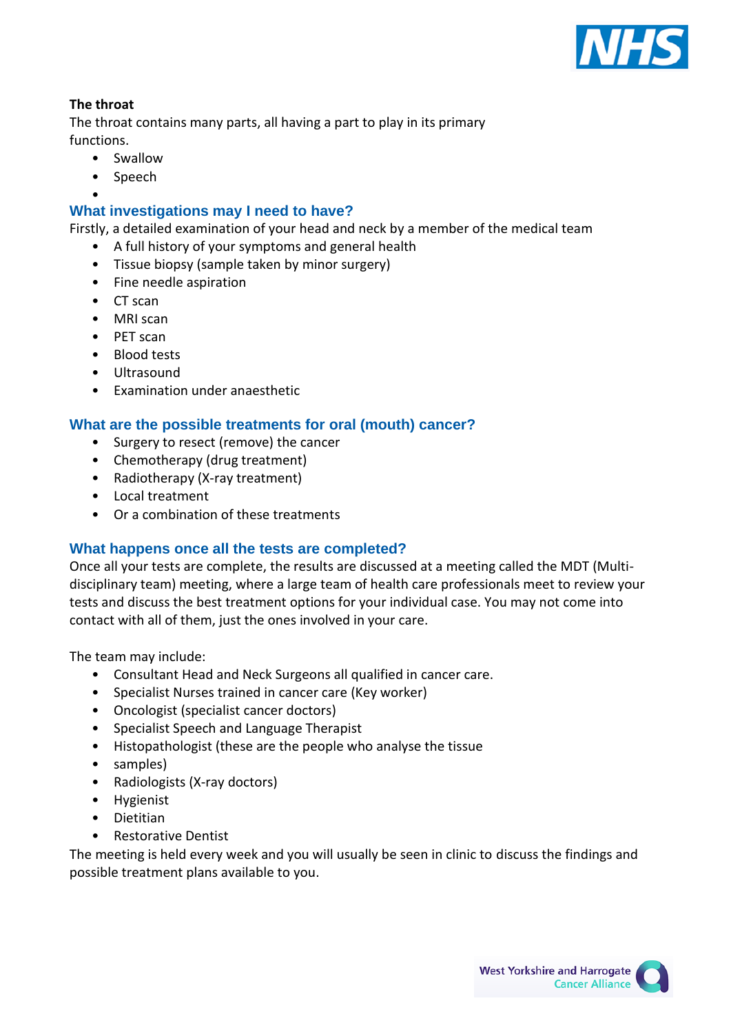**The throat**

The throat contains many parts, all having a part to play in its primary functions.

- Swallow
- Speech
-

## What investigations may I need to have?

Firstly, a detailed examination of your head and neck by a member of the medical team

- A full history of your symptoms and general health
- Tissue biopsy (sample taken by minor surgery)
- Fine needle aspiration
- CT scan
- MRI scan
- PET scan
- Blood tests
- Ultrasound
- Examination under anaesthetic

## What are the possible treatments for oral (mouth) cancer?

- Surgery to resect (remove) the cancer
- Chemotherapy (drug treatment)
- Radiotherapy (X-ray treatment)
- Local treatment
- Or a combination of these treatments

## What happens once all the tests are completed?

Once all your tests are complete, the results are discussed at a meeting called the MDT (Multi-disciplinary team) meeting, where a large team of health care professionals meet to review your tests and discuss the best treatment options for your individual case. You may not come into contact with all of them, just the ones involved in your care.

The team may include:

- Consultant Head and Neck Surgeons all qualified in cancer care.
- Specialist Nurses trained in cancer care (Key worker)
- Oncologist (specialist cancer doctors)
- Specialist Speech and Language Therapist
- Histopathologist (these are the people who analyse the tissue
- samples)
- Radiologists (X-ray doctors)
- Hygienist
- Dietitian
- Restorative Dentist

The meeting is held every week and you will usually be seen in clinic to discuss the findings and possible treatment plans available to you.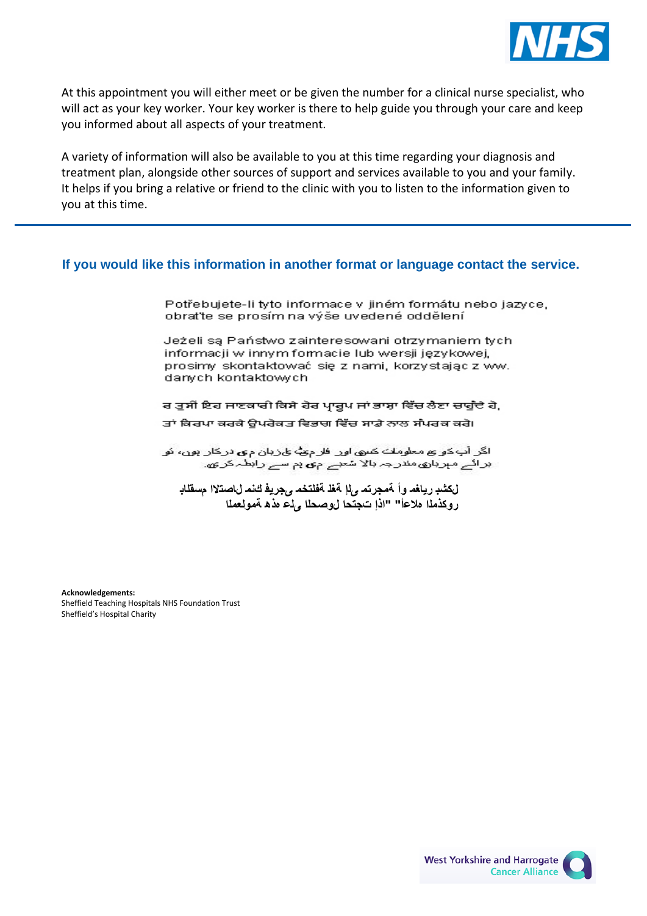At this appointment you will either meet or be given the number for a clinical nurse specialist, who will act as your key worker. Your key worker is there to help guide you through your care and keep you informed about all aspects of your treatment.

A variety of information will also be available to you at this time regarding your diagnosis and treatment plan, alongside other sources of support and services available to you and your family. It helps if you bring a relative or friend to the clinic with you to listen to the information given to you at this time.

---

### If you would like this information in another format or language contact the service.

Potřebujete-li tyto informace v jiném formátu nebo jazyce, obraťte se prosím na výše uvedené oddělení

Jeżeli są Państwo zainteresowani otrzymaniem tych informacji w innym formacie lub wersji językowej, prosimy skontaktować się z nami, korzystając z ww. danych kontaktowych

ਜੇ ਤੁਸੀਂ ਇਹ ਜਾਣਕਾਰੀ ਕਿਸੇ ਹੋਰ ਪ੍ਰਾਰੂਪ ਜਾਂ ਭਾਸ਼ਾ ਵਿੱਚ ਲੈਣਾ ਚਾਹੁੰਦੇ ਹੋ,
ਤਾਂ ਕਿਰਪਾ ਕਰਕੇ ਉਪਰੋਕਤ ਵਿਭਾਗ ਵਿੱਚ ਸਾਡੇ ਨਾਲ ਸੰਪਰਕ ਕਰੋ।

اگر آپ کو یہ معلومات کسی اور فارمیٹ یا زبان میں درکار ہوں، تو
برائے مہربانی مندرجہ بالا شعبے میں ہم سے رابطہ کریں۔

بإمكانكم الاتصال بنا في حال احتجتم لهذه المعلومات بشكل آخر أو بلغة أخرى على "المذكور أعلاه"

**Acknowledgements:**
Sheffield Teaching Hospitals NHS Foundation Trust
Sheffield's Hospital Charity

West Yorkshire and Harrogate Cancer Alliance